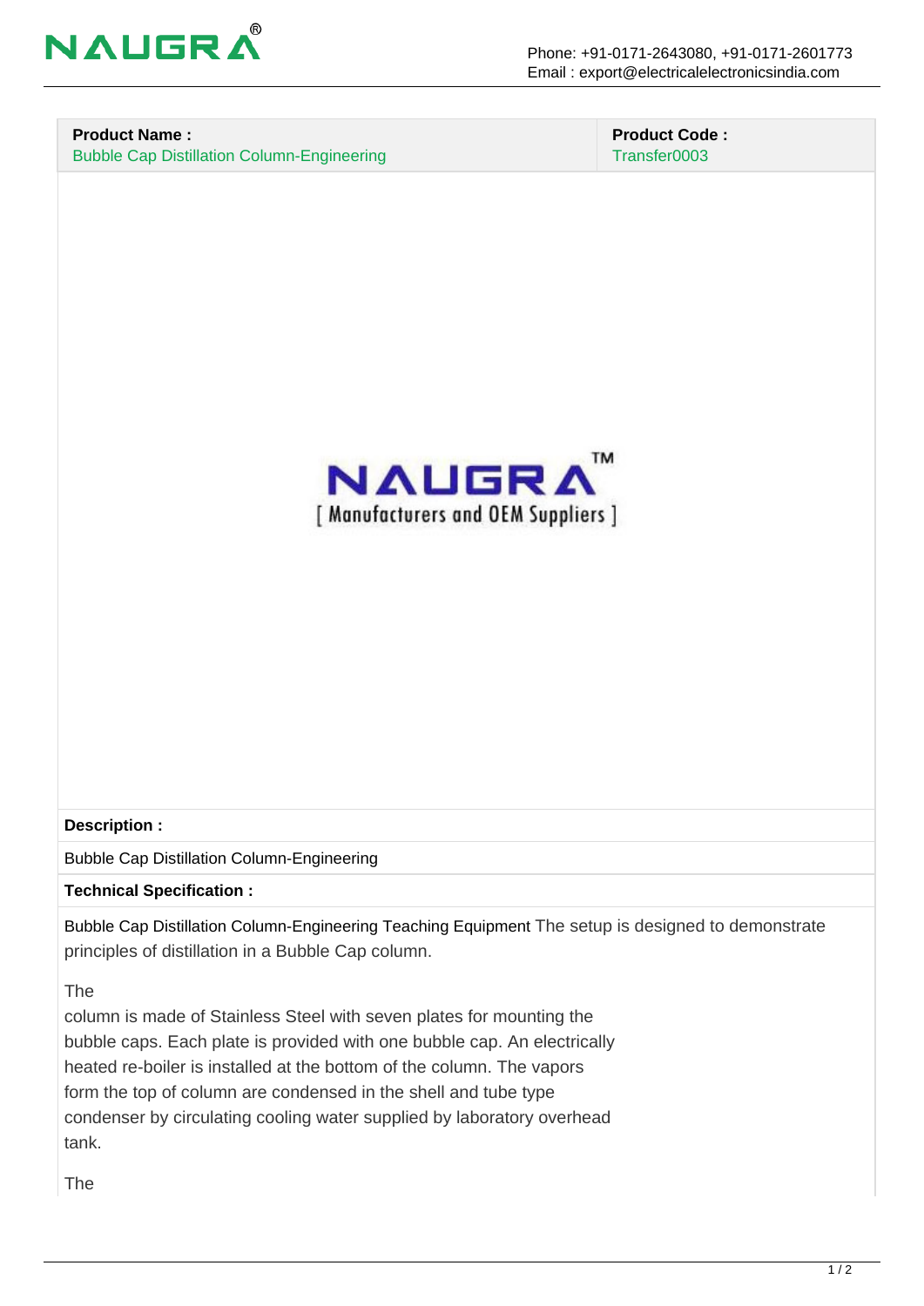Phone: +91-0171-2643080, +91-0171-2601773
Email : export@electricalelectronicsindia.com

| **Product Name :** | **Product Code :** |
| --- | --- |
| Bubble Cap Distillation Column-Engineering | Transfer0003 |

**Description :**

Bubble Cap Distillation Column-Engineering

**Technical Specification :**

Bubble Cap Distillation Column-Engineering Teaching Equipment The setup is designed to demonstrate principles of distillation in a Bubble Cap column.

The
column is made of Stainless Steel with seven plates for mounting the bubble caps. Each plate is provided with one bubble cap. An electrically heated re-boiler is installed at the bottom of the column. The vapors form the top of column are condensed in the shell and tube type condenser by circulating cooling water supplied by laboratory overhead tank.

The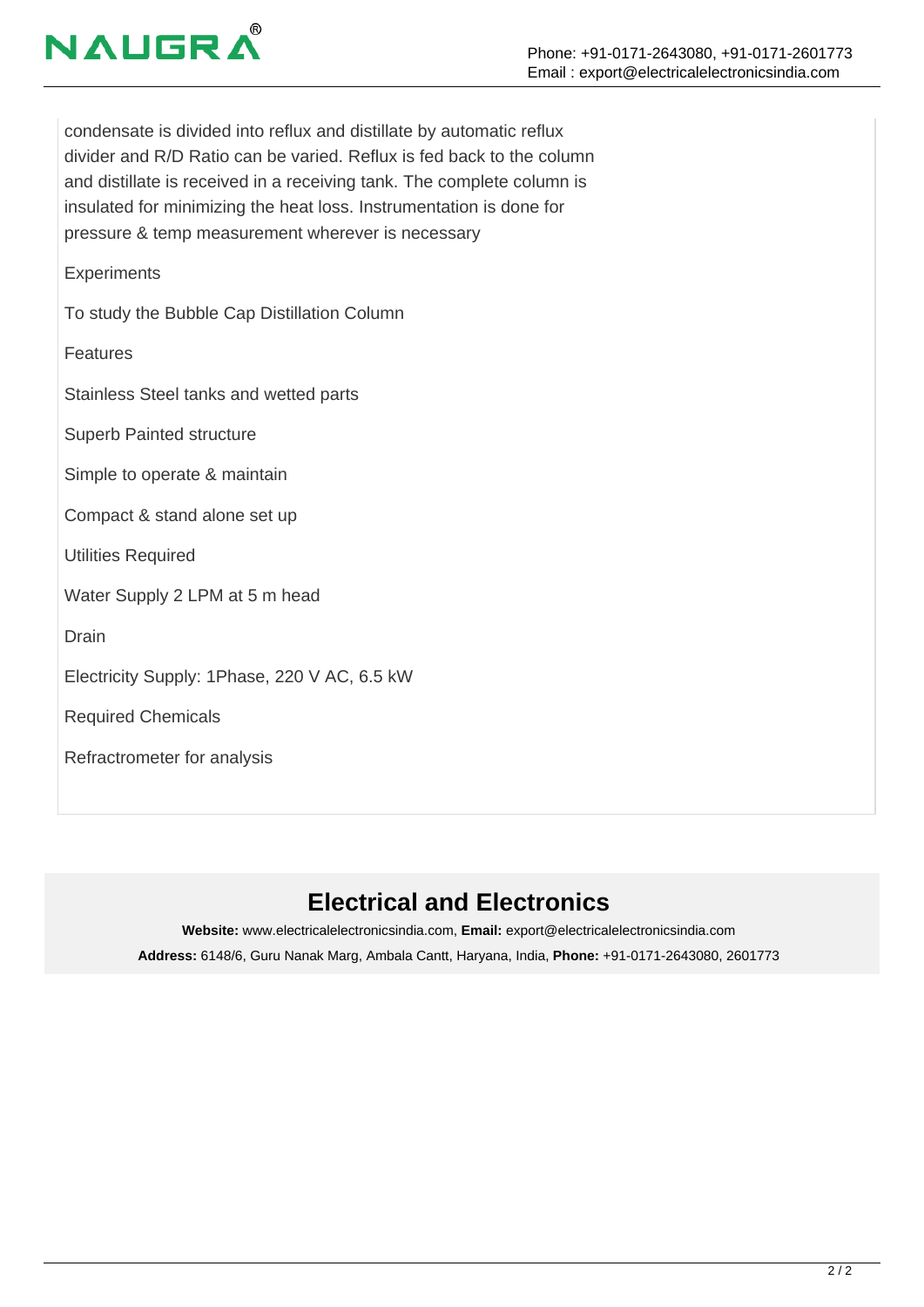condensate is divided into reflux and distillate by automatic reflux divider and R/D Ratio can be varied. Reflux is fed back to the column and distillate is received in a receiving tank. The complete column is insulated for minimizing the heat loss. Instrumentation is done for pressure & temp measurement wherever is necessary

Experiments

To study the Bubble Cap Distillation Column

Features

Stainless Steel tanks and wetted parts

Superb Painted structure

Simple to operate & maintain

Compact & stand alone set up

Utilities Required

Water Supply 2 LPM at 5 m head

Drain

Electricity Supply: 1Phase, 220 V AC, 6.5 kW

Required Chemicals

Refractrometer for analysis

## Electrical and Electronics

**Website:** www.electricalelectronicsindia.com, **Email:** export@electricalelectronicsindia.com

**Address:** 6148/6, Guru Nanak Marg, Ambala Cantt, Haryana, India, **Phone:** +91-0171-2643080, 2601773